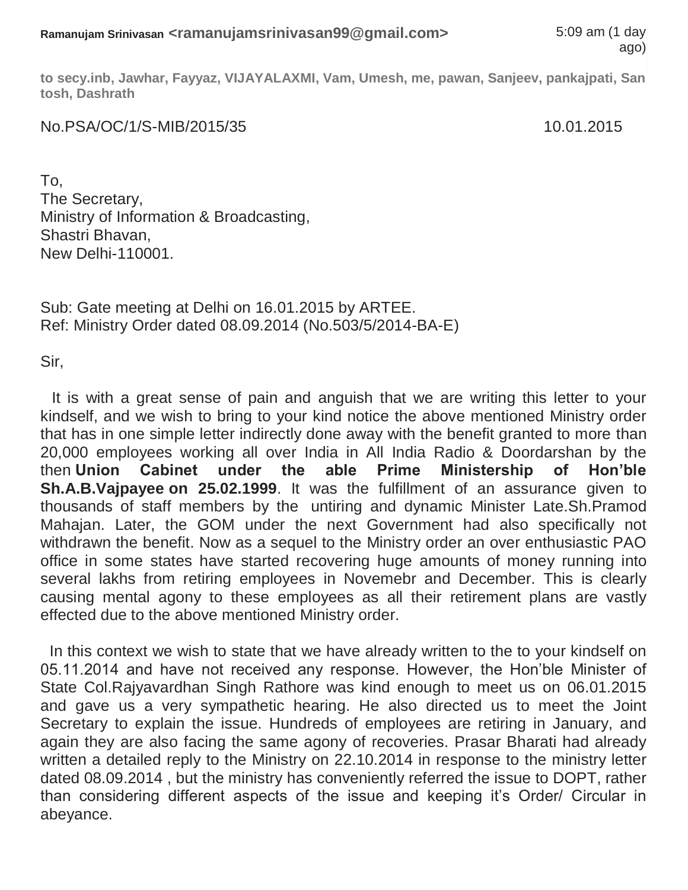**Ramanujam Srinivasan <ramanujamsrinivasan99@gmail.com>** 5:09 am (1 day ago)

**to secy.inb, Jawhar, Fayyaz, VIJAYALAXMI, Vam, Umesh, me, pawan, Sanjeev, pankajpati, Santosh, Dashrath**

No.PSA/OC/1/S-MIB/2015/35 10.01.2015

To,
The Secretary,
Ministry of Information & Broadcasting,
Shastri Bhavan,
New Delhi-110001.

Sub: Gate meeting at Delhi on 16.01.2015 by ARTEE.
Ref: Ministry Order dated 08.09.2014 (No.503/5/2014-BA-E)

Sir,

It is with a great sense of pain and anguish that we are writing this letter to your kindself, and we wish to bring to your kind notice the above mentioned Ministry order that has in one simple letter indirectly done away with the benefit granted to more than 20,000 employees working all over India in All India Radio & Doordarshan by the then **Union Cabinet under the able Prime Ministership of Hon'ble Sh.A.B.Vajpayee on 25.02.1999**. It was the fulfillment of an assurance given to thousands of staff members by the untiring and dynamic Minister Late.Sh.Pramod Mahajan. Later, the GOM under the next Government had also specifically not withdrawn the benefit. Now as a sequel to the Ministry order an over enthusiastic PAO office in some states have started recovering huge amounts of money running into several lakhs from retiring employees in Novemebr and December. This is clearly causing mental agony to these employees as all their retirement plans are vastly effected due to the above mentioned Ministry order.

In this context we wish to state that we have already written to the to your kindself on 05.11.2014 and have not received any response. However, the Hon'ble Minister of State Col.Rajyavardhan Singh Rathore was kind enough to meet us on 06.01.2015 and gave us a very sympathetic hearing. He also directed us to meet the Joint Secretary to explain the issue. Hundreds of employees are retiring in January, and again they are also facing the same agony of recoveries. Prasar Bharati had already written a detailed reply to the Ministry on 22.10.2014 in response to the ministry letter dated 08.09.2014 , but the ministry has conveniently referred the issue to DOPT, rather than considering different aspects of the issue and keeping it's Order/ Circular in abeyance.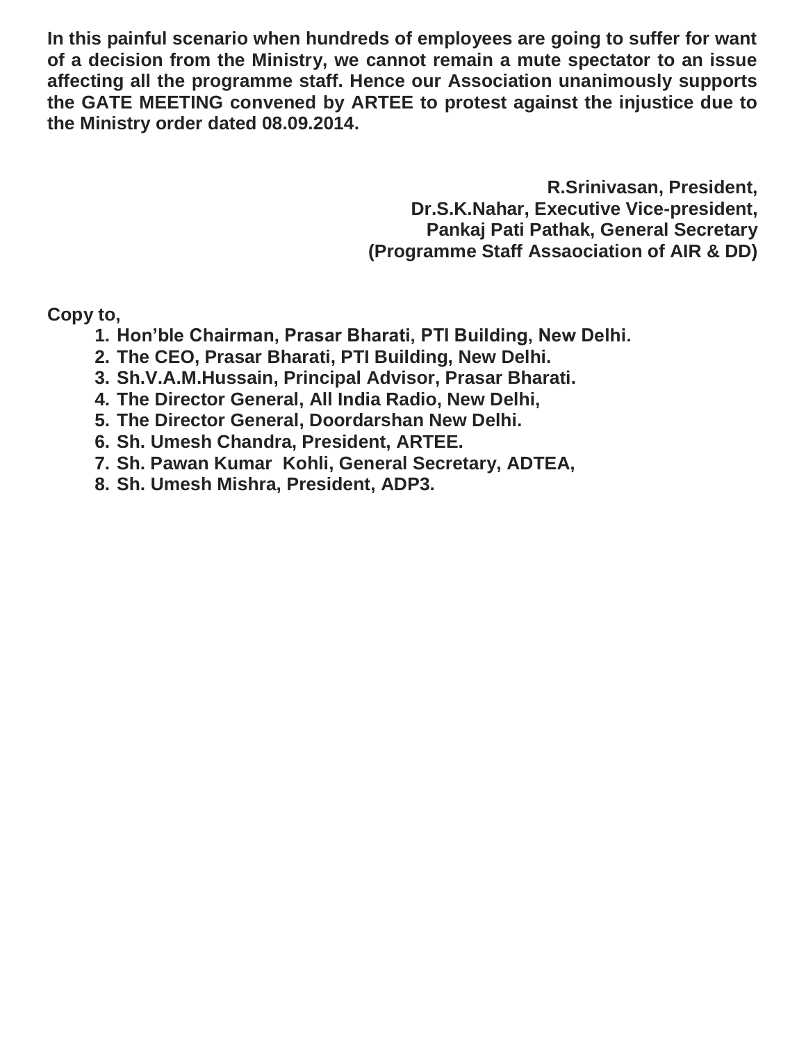**In this painful scenario when hundreds of employees are going to suffer for want of a decision from the Ministry, we cannot remain a mute spectator to an issue affecting all the programme staff. Hence our Association unanimously supports the GATE MEETING convened by ARTEE to protest against the injustice due to the Ministry order dated 08.09.2014.**

**R.Srinivasan, President,**
**Dr.S.K.Nahar, Executive Vice-president,**
**Pankaj Pati Pathak, General Secretary**
**(Programme Staff Assaociation of AIR & DD)**

**Copy to,**

1. **Hon'ble Chairman, Prasar Bharati, PTI Building, New Delhi.**
2. **The CEO, Prasar Bharati, PTI Building, New Delhi.**
3. **Sh.V.A.M.Hussain, Principal Advisor, Prasar Bharati.**
4. **The Director General, All India Radio, New Delhi,**
5. **The Director General, Doordarshan New Delhi.**
6. **Sh. Umesh Chandra, President, ARTEE.**
7. **Sh. Pawan Kumar Kohli, General Secretary, ADTEA,**
8. **Sh. Umesh Mishra, President, ADP3.**